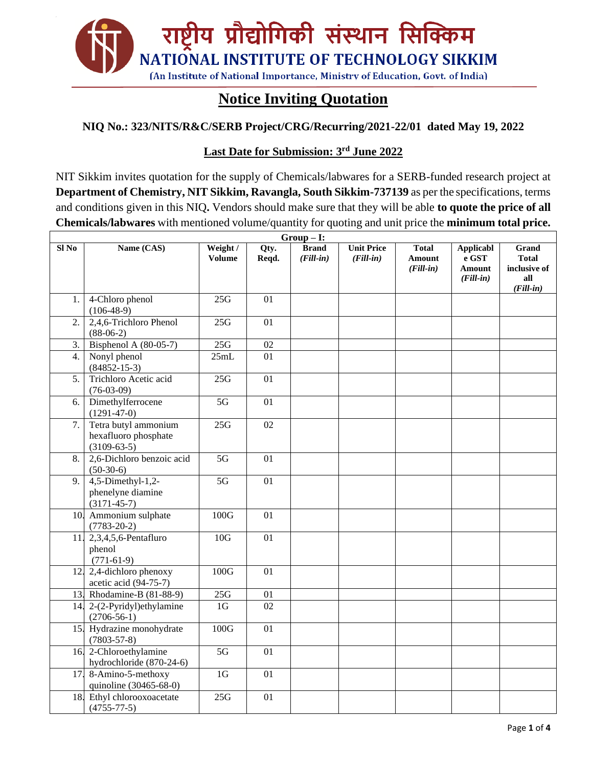राष्ट्रीय प्रौद्योगिकी संस्थान सिक्किम

NATIONAL INSTITUTE OF TECHNOLOGY SIKKIM

(An Institute of National Importance, Ministry of Education, Govt. of India)

# Notice Inviting Quotation

**NIQ No.: 323/NITS/R&C/SERB Project/CRG/Recurring/2021-22/01 dated May 19, 2022**

**Last Date for Submission: 3rd June 2022**

NIT Sikkim invites quotation for the supply of Chemicals/labwares for a SERB-funded research project at **Department of Chemistry, NIT Sikkim, Ravangla, South Sikkim-737139** as per the specifications, terms and conditions given in this NIQ**.** Vendors should make sure that they will be able **to quote the price of all Chemicals/labwares** with mentioned volume/quantity for quoting and unit price the **minimum total price.**

| Group – I: | | | | | | | | |
|---|---|---|---|---|---|---|---|---|
| **Sl No** | **Name (CAS)** | **Weight / Volume** | **Qty. Reqd.** | **Brand** *(Fill-in)* | **Unit Price** *(Fill-in)* | **Total Amount** *(Fill-in)* | **Applicable GST Amount** *(Fill-in)* | **Grand Total inclusive of all** *(Fill-in)* |
| 1. | 4-Chloro phenol (106-48-9) | 25G | 01 | | | | | |
| 2. | 2,4,6-Trichloro Phenol (88-06-2) | 25G | 01 | | | | | |
| 3. | Bisphenol A (80-05-7) | 25G | 02 | | | | | |
| 4. | Nonyl phenol (84852-15-3) | 25mL | 01 | | | | | |
| 5. | Trichloro Acetic acid (76-03-09) | 25G | 01 | | | | | |
| 6. | Dimethylferrocene (1291-47-0) | 5G | 01 | | | | | |
| 7. | Tetra butyl ammonium hexafluoro phosphate (3109-63-5) | 25G | 02 | | | | | |
| 8. | 2,6-Dichloro benzoic acid (50-30-6) | 5G | 01 | | | | | |
| 9. | 4,5-Dimethyl-1,2-phenelyne diamine (3171-45-7) | 5G | 01 | | | | | |
| 10. | Ammonium sulphate (7783-20-2) | 100G | 01 | | | | | |
| 11. | 2,3,4,5,6-Pentafluro phenol (771-61-9) | 10G | 01 | | | | | |
| 12. | 2,4-dichloro phenoxy acetic acid (94-75-7) | 100G | 01 | | | | | |
| 13. | Rhodamine-B (81-88-9) | 25G | 01 | | | | | |
| 14. | 2-(2-Pyridyl)ethylamine (2706-56-1) | 1G | 02 | | | | | |
| 15. | Hydrazine monohydrate (7803-57-8) | 100G | 01 | | | | | |
| 16. | 2-Chloroethylamine hydrochloride (870-24-6) | 5G | 01 | | | | | |
| 17. | 8-Amino-5-methoxy quinoline (30465-68-0) | 1G | 01 | | | | | |
| 18. | Ethyl chlorooxoacetate (4755-77-5) | 25G | 01 | | | | | |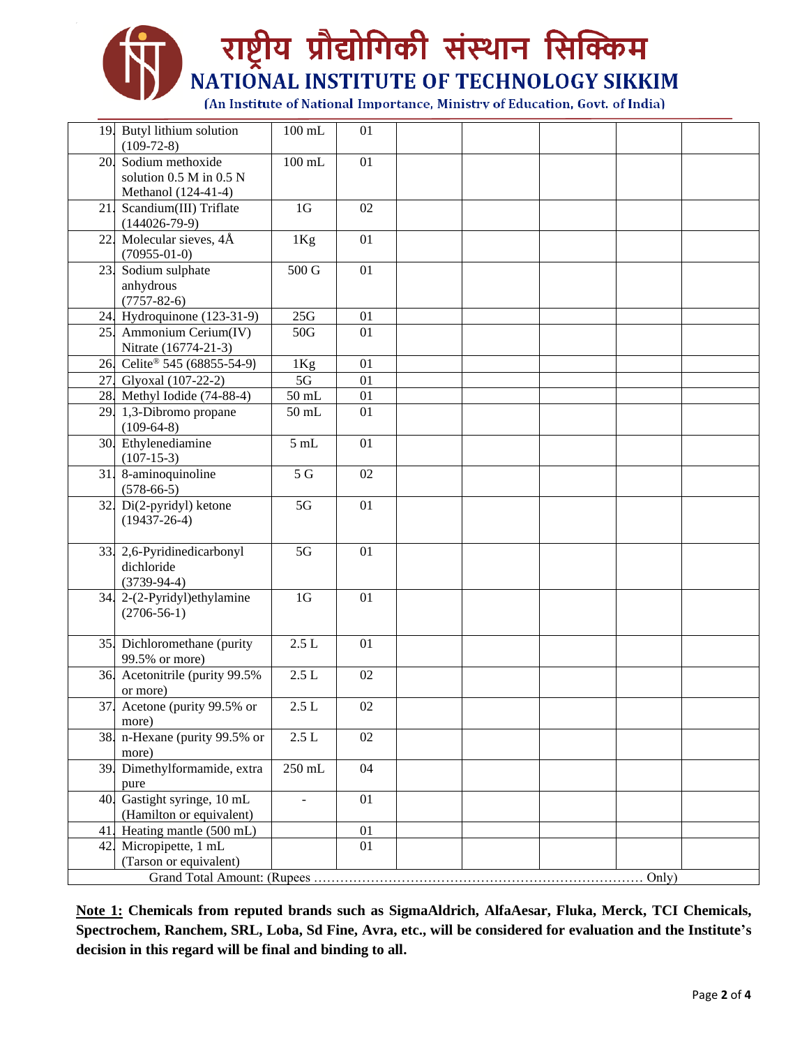| | | | | | | | |
|---|---|---|---|---|---|---|---|
| 19. | Butyl lithium solution (109-72-8) | 100 mL | 01 | | | | | |
| 20. | Sodium methoxide solution 0.5 M in 0.5 N Methanol (124-41-4) | 100 mL | 01 | | | | | |
| 21. | Scandium(III) Triflate (144026-79-9) | 1G | 02 | | | | | |
| 22. | Molecular sieves, 4Å (70955-01-0) | 1Kg | 01 | | | | | |
| 23. | Sodium sulphate anhydrous (7757-82-6) | 500 G | 01 | | | | | |
| 24. | Hydroquinone (123-31-9) | 25G | 01 | | | | | |
| 25. | Ammonium Cerium(IV) Nitrate (16774-21-3) | 50G | 01 | | | | | |
| 26. | Celite® 545 (68855-54-9) | 1Kg | 01 | | | | | |
| 27. | Glyoxal (107-22-2) | 5G | 01 | | | | | |
| 28. | Methyl Iodide (74-88-4) | 50 mL | 01 | | | | | |
| 29. | 1,3-Dibromo propane (109-64-8) | 50 mL | 01 | | | | | |
| 30. | Ethylenediamine (107-15-3) | 5 mL | 01 | | | | | |
| 31. | 8-aminoquinoline (578-66-5) | 5 G | 02 | | | | | |
| 32. | Di(2-pyridyl) ketone (19437-26-4) | 5G | 01 | | | | | |
| 33. | 2,6-Pyridinedicarbonyl dichloride (3739-94-4) | 5G | 01 | | | | | |
| 34. | 2-(2-Pyridyl)ethylamine (2706-56-1) | 1G | 01 | | | | | |
| 35. | Dichloromethane (purity 99.5% or more) | 2.5 L | 01 | | | | | |
| 36. | Acetonitrile (purity 99.5% or more) | 2.5 L | 02 | | | | | |
| 37. | Acetone (purity 99.5% or more) | 2.5 L | 02 | | | | | |
| 38. | n-Hexane (purity 99.5% or more) | 2.5 L | 02 | | | | | |
| 39. | Dimethylformamide, extra pure | 250 mL | 04 | | | | | |
| 40. | Gastight syringe, 10 mL (Hamilton or equivalent) | - | 01 | | | | | |
| 41. | Heating mantle (500 mL) | | 01 | | | | | |
| 42. | Micropipette, 1 mL (Tarson or equivalent) | | 01 | | | | | |
| | Grand Total Amount: (Rupees ………………………………………………………………… Only) | | | | | | | |

**Note 1: Chemicals from reputed brands such as SigmaAldrich, AlfaAesar, Fluka, Merck, TCI Chemicals, Spectrochem, Ranchem, SRL, Loba, Sd Fine, Avra, etc., will be considered for evaluation and the Institute's decision in this regard will be final and binding to all.**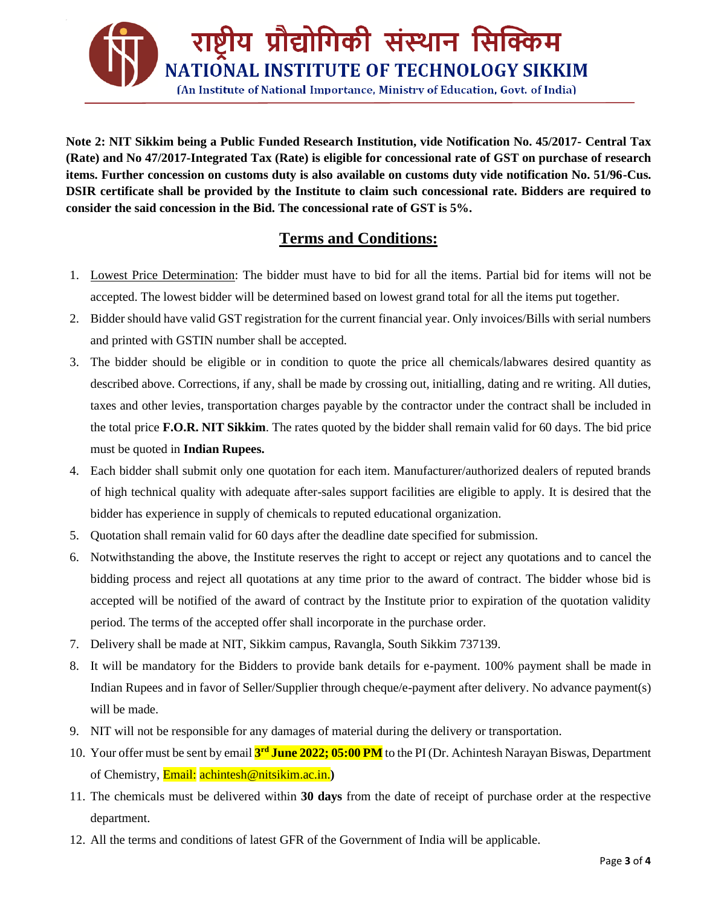**Note 2: NIT Sikkim being a Public Funded Research Institution, vide Notification No. 45/2017- Central Tax (Rate) and No 47/2017-Integrated Tax (Rate) is eligible for concessional rate of GST on purchase of research items. Further concession on customs duty is also available on customs duty vide notification No. 51/96-Cus. DSIR certificate shall be provided by the Institute to claim such concessional rate. Bidders are required to consider the said concession in the Bid. The concessional rate of GST is 5%.**

## Terms and Conditions:

1. Lowest Price Determination: The bidder must have to bid for all the items. Partial bid for items will not be accepted. The lowest bidder will be determined based on lowest grand total for all the items put together.
2. Bidder should have valid GST registration for the current financial year. Only invoices/Bills with serial numbers and printed with GSTIN number shall be accepted.
3. The bidder should be eligible or in condition to quote the price all chemicals/labwares desired quantity as described above. Corrections, if any, shall be made by crossing out, initialling, dating and re writing. All duties, taxes and other levies, transportation charges payable by the contractor under the contract shall be included in the total price **F.O.R. NIT Sikkim**. The rates quoted by the bidder shall remain valid for 60 days. The bid price must be quoted in **Indian Rupees.**
4. Each bidder shall submit only one quotation for each item. Manufacturer/authorized dealers of reputed brands of high technical quality with adequate after-sales support facilities are eligible to apply. It is desired that the bidder has experience in supply of chemicals to reputed educational organization.
5. Quotation shall remain valid for 60 days after the deadline date specified for submission.
6. Notwithstanding the above, the Institute reserves the right to accept or reject any quotations and to cancel the bidding process and reject all quotations at any time prior to the award of contract. The bidder whose bid is accepted will be notified of the award of contract by the Institute prior to expiration of the quotation validity period. The terms of the accepted offer shall incorporate in the purchase order.
7. Delivery shall be made at NIT, Sikkim campus, Ravangla, South Sikkim 737139.
8. It will be mandatory for the Bidders to provide bank details for e-payment. 100% payment shall be made in Indian Rupees and in favor of Seller/Supplier through cheque/e-payment after delivery. No advance payment(s) will be made.
9. NIT will not be responsible for any damages of material during the delivery or transportation.
10. Your offer must be sent by email **3rd June 2022; 05:00 PM** to the PI (Dr. Achintesh Narayan Biswas, Department of Chemistry, Email: achintesh@nitsikim.ac.in.**)**
11. The chemicals must be delivered within **30 days** from the date of receipt of purchase order at the respective department.
12. All the terms and conditions of latest GFR of the Government of India will be applicable.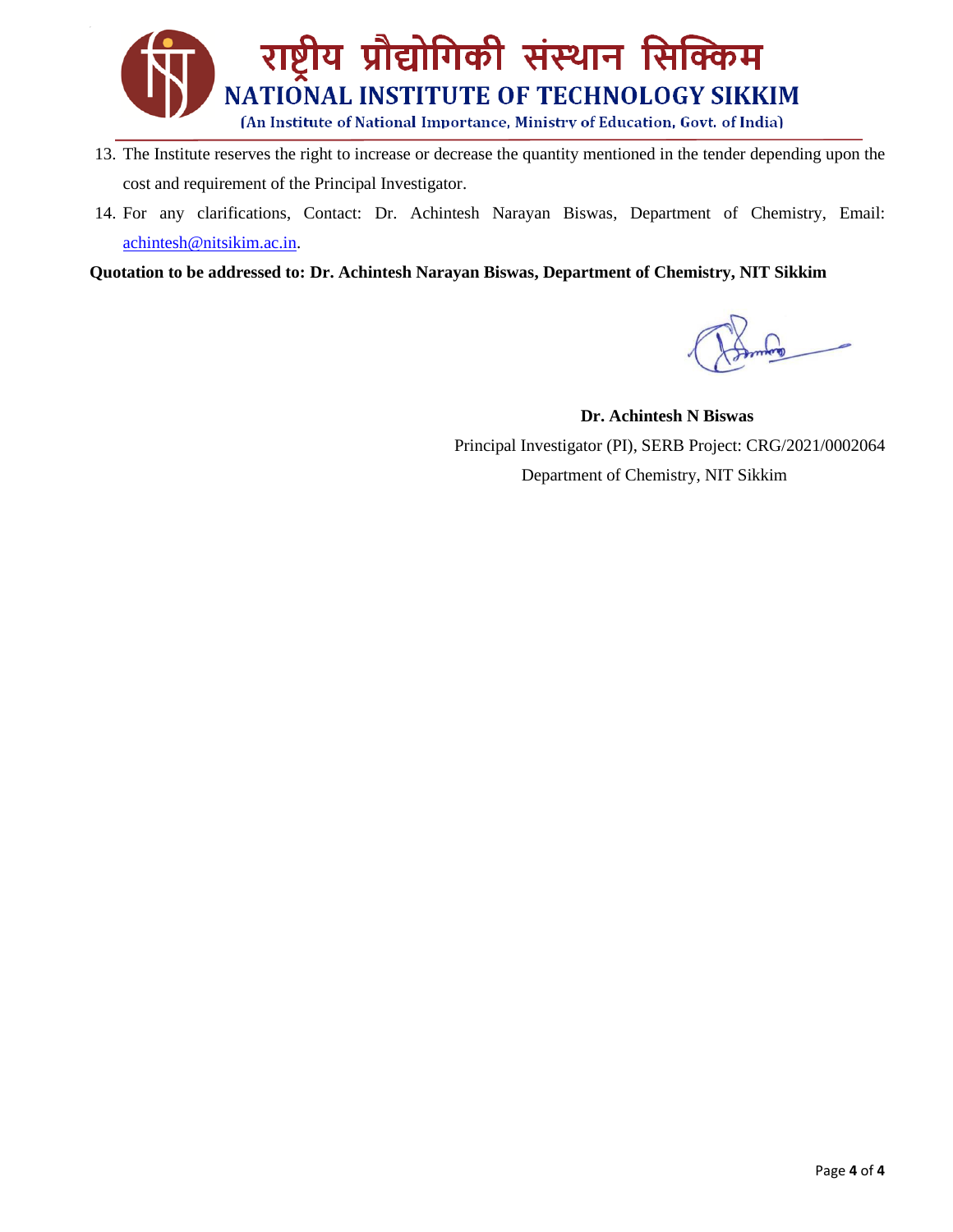13. The Institute reserves the right to increase or decrease the quantity mentioned in the tender depending upon the cost and requirement of the Principal Investigator.
14. For any clarifications, Contact: Dr. Achintesh Narayan Biswas, Department of Chemistry, Email: achintesh@nitsikim.ac.in.

**Quotation to be addressed to: Dr. Achintesh Narayan Biswas, Department of Chemistry, NIT Sikkim**

**Dr. Achintesh N Biswas**

Principal Investigator (PI), SERB Project: CRG/2021/0002064

Department of Chemistry, NIT Sikkim